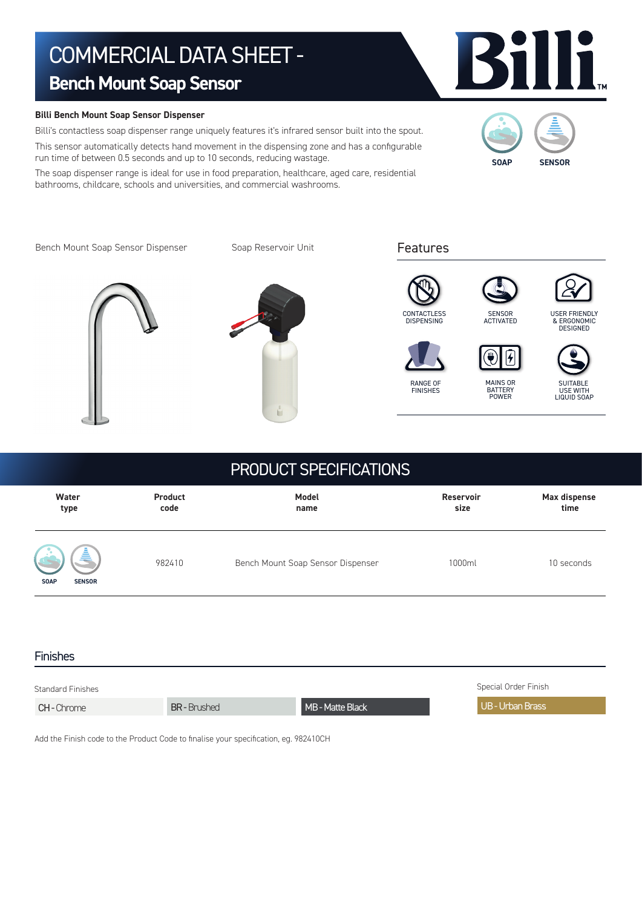# COMMERCIAL DATA SHEET - Bench Mount Soap Sensor

**Billi Bench Mount Soap Sensor Dispenser**

Billi's contactless soap dispenser range uniquely features it's infrared sensor built into the spout.

This sensor automatically detects hand movement in the dispensing zone and has a configurable run time of between 0.5 seconds and up to 10 seconds, reducing wastage.

The soap dispenser range is ideal for use in food preparation, healthcare, aged care, residential bathrooms, childcare, schools and universities, and commercial washrooms.

SOAP SENSOR

Bench Mount Soap Sensor Dispenser

Soap Reservoir Unit

## Features

- CONTACTLESS DISPENSING
- SENSOR ACTIVATED
- USER FRIENDLY & ERGONOMIC DESIGNED
- RANGE OF FINISHES
- MAINS OR BATTERY POWER
- SUITABLE USE WITH LIQUID SOAP

## PRODUCT SPECIFICATIONS

| Water type | Product code | Model name | Reservoir size | Max dispense time |
|---|---|---|---|---|
| SOAP SENSOR | 982410 | Bench Mount Soap Sensor Dispenser | 1000ml | 10 seconds |

## Finishes

Standard Finishes

- CH - Chrome
- BR - Brushed
- MB - Matte Black

Special Order Finish

- UB - Urban Brass

Add the Finish code to the Product Code to finalise your specification, eg. 982410CH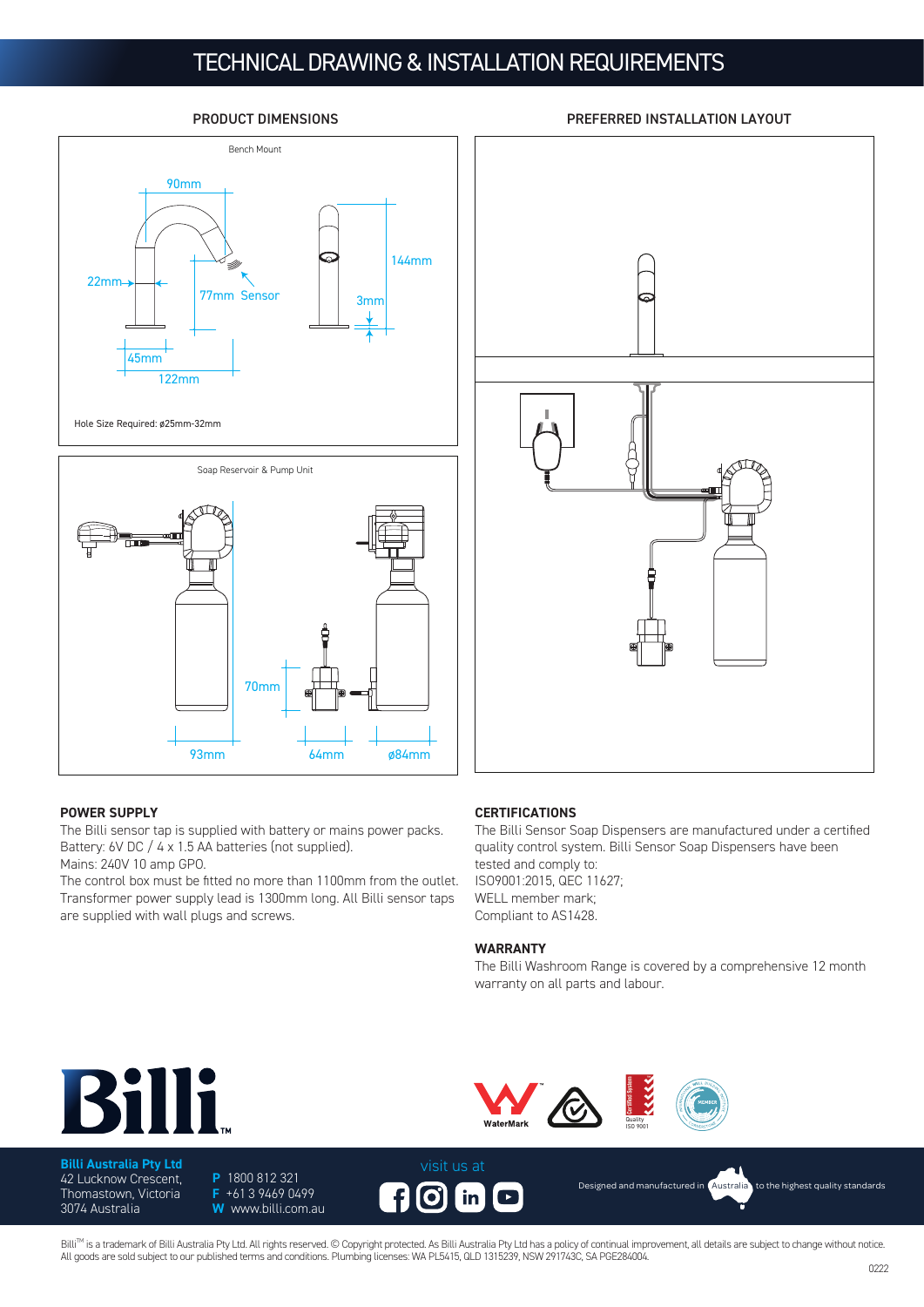# TECHNICAL DRAWING & INSTALLATION REQUIREMENTS

## PRODUCT DIMENSIONS

Bench Mount

90mm

22mm

77mm Sensor

144mm

3mm

45mm

122mm

Hole Size Required: ø25mm-32mm

Soap Reservoir & Pump Unit

70mm

93mm

64mm

ø84mm

## PREFERRED INSTALLATION LAYOUT

### POWER SUPPLY

The Billi sensor tap is supplied with battery or mains power packs.
Battery: 6V DC / 4 x 1.5 AA batteries (not supplied).
Mains: 240V 10 amp GPO.
The control box must be fitted no more than 1100mm from the outlet. Transformer power supply lead is 1300mm long. All Billi sensor taps are supplied with wall plugs and screws.

### CERTIFICATIONS

The Billi Sensor Soap Dispensers are manufactured under a certified quality control system. Billi Sensor Soap Dispensers have been tested and comply to:
ISO9001:2015, QEC 11627;
WELL member mark;
Compliant to AS1428.

### WARRANTY

The Billi Washroom Range is covered by a comprehensive 12 month warranty on all parts and labour.

**Billi Australia Pty Ltd**
42 Lucknow Crescent,
Thomastown, Victoria
3074 Australia

**P** 1800 812 321
**F** +61 3 9469 0499
**W** www.billi.com.au

visit us at

Designed and manufactured in Australia to the highest quality standards

Billi™ is a trademark of Billi Australia Pty Ltd. All rights reserved. © Copyright protected. As Billi Australia Pty Ltd has a policy of continual improvement, all details are subject to change without notice. All goods are sold subject to our published terms and conditions. Plumbing licenses: WA PL5415, QLD 1315239, NSW 291743C, SA PGE284004.

0222